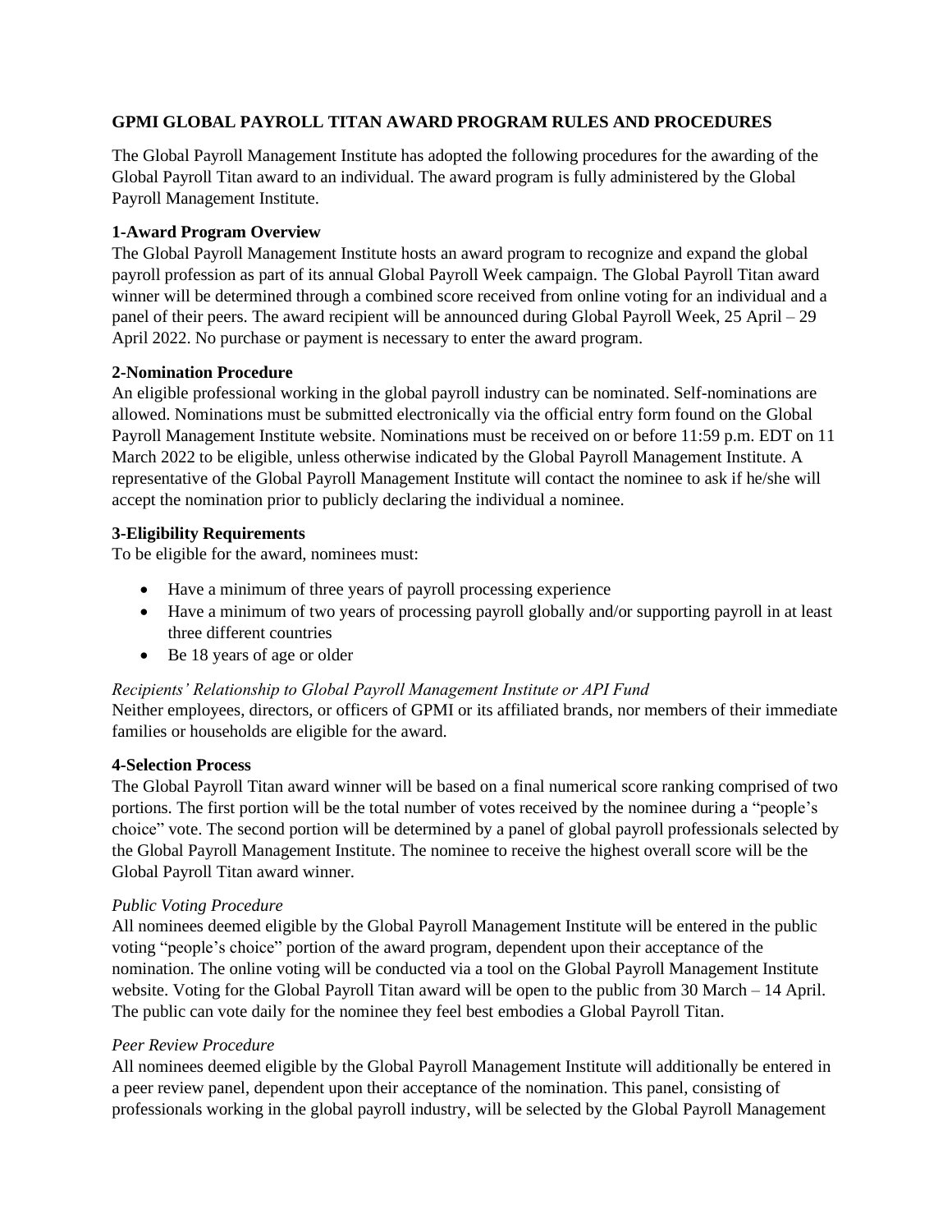## GPMI GLOBAL PAYROLL TITAN AWARD PROGRAM RULES AND PROCEDURES

The Global Payroll Management Institute has adopted the following procedures for the awarding of the Global Payroll Titan award to an individual. The award program is fully administered by the Global Payroll Management Institute.

### 1-Award Program Overview

The Global Payroll Management Institute hosts an award program to recognize and expand the global payroll profession as part of its annual Global Payroll Week campaign. The Global Payroll Titan award winner will be determined through a combined score received from online voting for an individual and a panel of their peers. The award recipient will be announced during Global Payroll Week, 25 April – 29 April 2022. No purchase or payment is necessary to enter the award program.

### 2-Nomination Procedure

An eligible professional working in the global payroll industry can be nominated. Self-nominations are allowed. Nominations must be submitted electronically via the official entry form found on the Global Payroll Management Institute website. Nominations must be received on or before 11:59 p.m. EDT on 11 March 2022 to be eligible, unless otherwise indicated by the Global Payroll Management Institute. A representative of the Global Payroll Management Institute will contact the nominee to ask if he/she will accept the nomination prior to publicly declaring the individual a nominee.

### 3-Eligibility Requirements

To be eligible for the award, nominees must:

- Have a minimum of three years of payroll processing experience
- Have a minimum of two years of processing payroll globally and/or supporting payroll in at least three different countries
- Be 18 years of age or older

*Recipients' Relationship to Global Payroll Management Institute or API Fund*

Neither employees, directors, or officers of GPMI or its affiliated brands, nor members of their immediate families or households are eligible for the award.

### 4-Selection Process

The Global Payroll Titan award winner will be based on a final numerical score ranking comprised of two portions. The first portion will be the total number of votes received by the nominee during a "people's choice" vote. The second portion will be determined by a panel of global payroll professionals selected by the Global Payroll Management Institute. The nominee to receive the highest overall score will be the Global Payroll Titan award winner.

*Public Voting Procedure*

All nominees deemed eligible by the Global Payroll Management Institute will be entered in the public voting "people's choice" portion of the award program, dependent upon their acceptance of the nomination. The online voting will be conducted via a tool on the Global Payroll Management Institute website. Voting for the Global Payroll Titan award will be open to the public from 30 March – 14 April. The public can vote daily for the nominee they feel best embodies a Global Payroll Titan.

*Peer Review Procedure*

All nominees deemed eligible by the Global Payroll Management Institute will additionally be entered in a peer review panel, dependent upon their acceptance of the nomination. This panel, consisting of professionals working in the global payroll industry, will be selected by the Global Payroll Management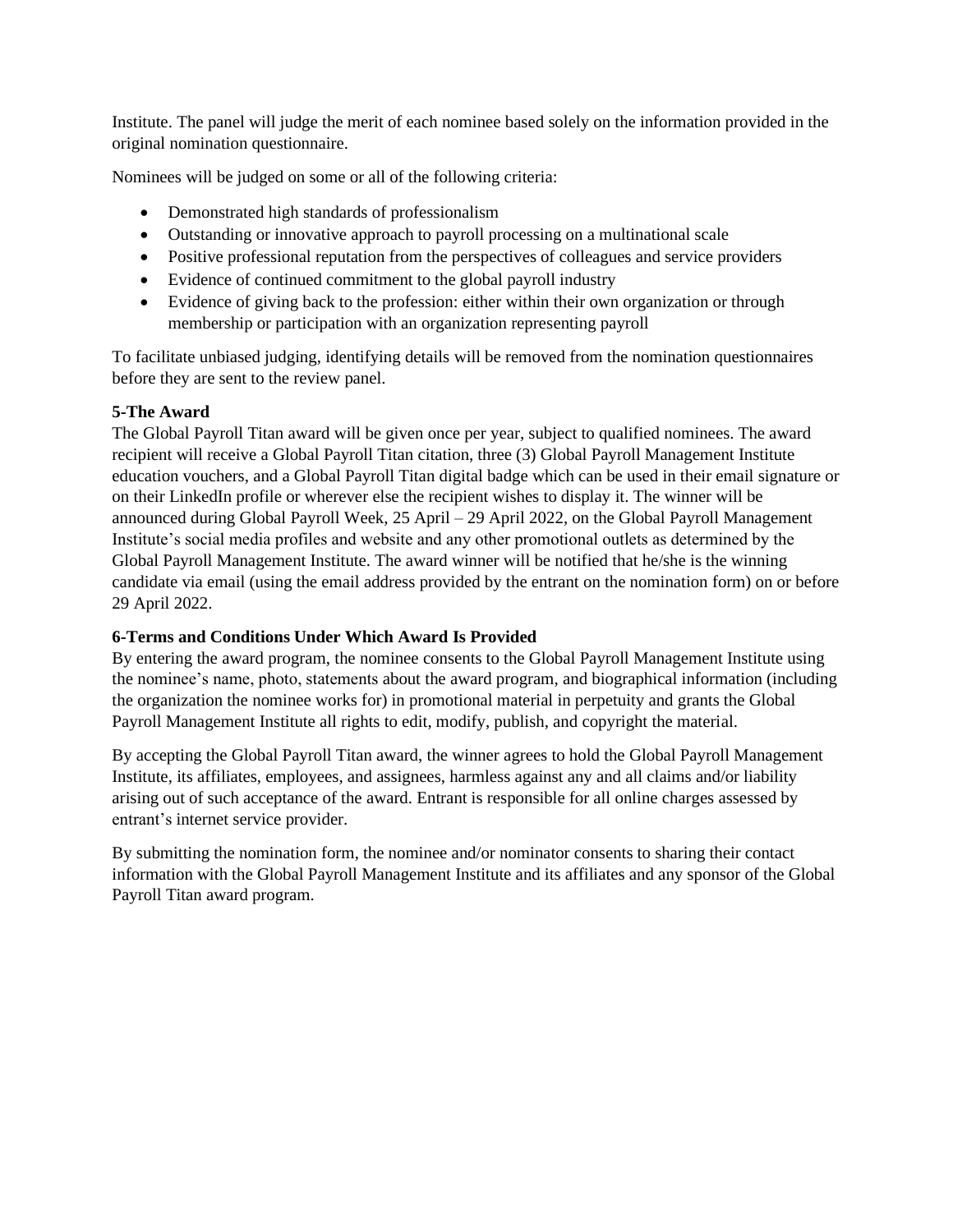Institute. The panel will judge the merit of each nominee based solely on the information provided in the original nomination questionnaire.

Nominees will be judged on some or all of the following criteria:

- Demonstrated high standards of professionalism
- Outstanding or innovative approach to payroll processing on a multinational scale
- Positive professional reputation from the perspectives of colleagues and service providers
- Evidence of continued commitment to the global payroll industry
- Evidence of giving back to the profession: either within their own organization or through membership or participation with an organization representing payroll

To facilitate unbiased judging, identifying details will be removed from the nomination questionnaires before they are sent to the review panel.

**5-The Award**

The Global Payroll Titan award will be given once per year, subject to qualified nominees. The award recipient will receive a Global Payroll Titan citation, three (3) Global Payroll Management Institute education vouchers, and a Global Payroll Titan digital badge which can be used in their email signature or on their LinkedIn profile or wherever else the recipient wishes to display it. The winner will be announced during Global Payroll Week, 25 April – 29 April 2022, on the Global Payroll Management Institute's social media profiles and website and any other promotional outlets as determined by the Global Payroll Management Institute. The award winner will be notified that he/she is the winning candidate via email (using the email address provided by the entrant on the nomination form) on or before 29 April 2022.

**6-Terms and Conditions Under Which Award Is Provided**

By entering the award program, the nominee consents to the Global Payroll Management Institute using the nominee's name, photo, statements about the award program, and biographical information (including the organization the nominee works for) in promotional material in perpetuity and grants the Global Payroll Management Institute all rights to edit, modify, publish, and copyright the material.

By accepting the Global Payroll Titan award, the winner agrees to hold the Global Payroll Management Institute, its affiliates, employees, and assignees, harmless against any and all claims and/or liability arising out of such acceptance of the award. Entrant is responsible for all online charges assessed by entrant's internet service provider.

By submitting the nomination form, the nominee and/or nominator consents to sharing their contact information with the Global Payroll Management Institute and its affiliates and any sponsor of the Global Payroll Titan award program.